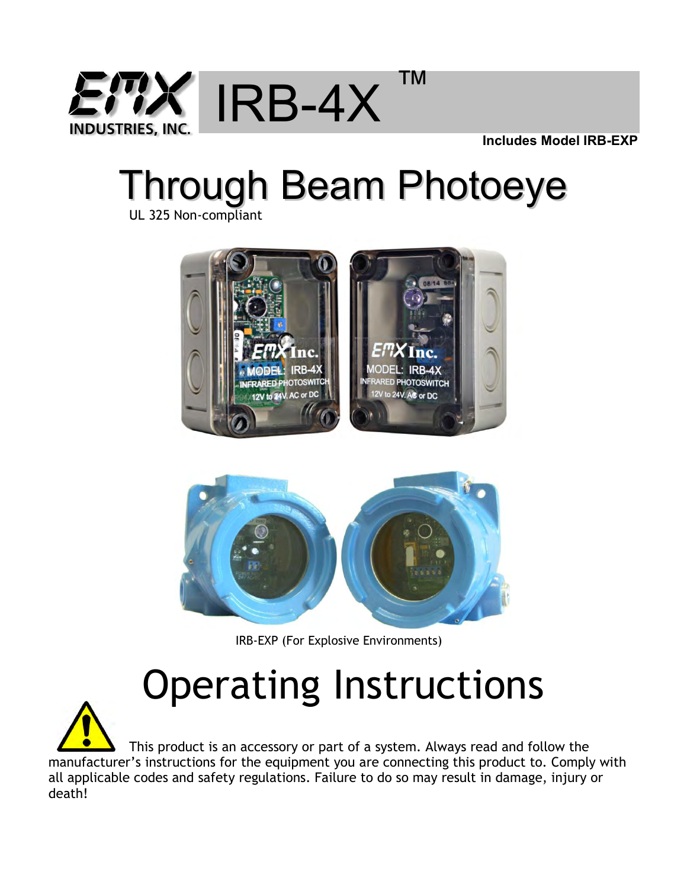EMX INDUSTRIES, INC.

# IRB-4X ™

**Includes Model IRB-EXP**

# Through Beam Photoeye

UL 325 Non-compliant

IRB-EXP (For Explosive Environments)

# Operating Instructions

This product is an accessory or part of a system. Always read and follow the manufacturer's instructions for the equipment you are connecting this product to. Comply with all applicable codes and safety regulations. Failure to do so may result in damage, injury or death!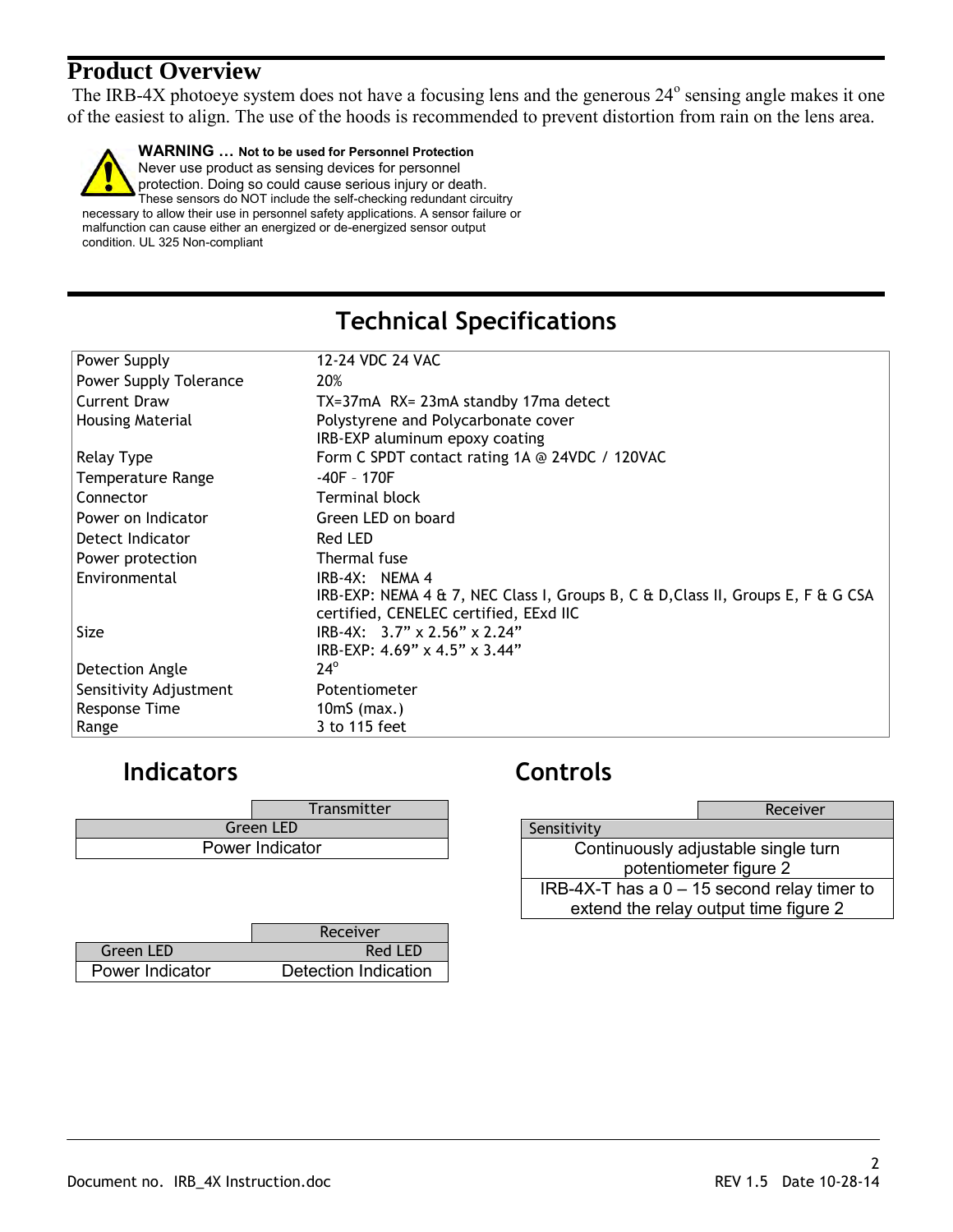## Product Overview

The IRB-4X photoeye system does not have a focusing lens and the generous 24° sensing angle makes it one of the easiest to align. The use of the hoods is recommended to prevent distortion from rain on the lens area.

**WARNING … Not to be used for Personnel Protection**
Never use product as sensing devices for personnel protection. Doing so could cause serious injury or death. These sensors do NOT include the self-checking redundant circuitry necessary to allow their use in personnel safety applications. A sensor failure or malfunction can cause either an energized or de-energized sensor output condition. UL 325 Non-compliant

## Technical Specifications

| | |
|---|---|
| Power Supply | 12-24 VDC 24 VAC |
| Power Supply Tolerance | 20% |
| Current Draw | TX=37mA RX= 23mA standby 17ma detect |
| Housing Material | Polystyrene and Polycarbonate cover<br>IRB-EXP aluminum epoxy coating |
| Relay Type | Form C SPDT contact rating 1A @ 24VDC / 120VAC |
| Temperature Range | -40F – 170F |
| Connector | Terminal block |
| Power on Indicator | Green LED on board |
| Detect Indicator | Red LED |
| Power protection | Thermal fuse |
| Environmental | IRB-4X: NEMA 4<br>IRB-EXP: NEMA 4 & 7, NEC Class I, Groups B, C & D,Class II, Groups E, F & G CSA certified, CENELEC certified, EExd IIC |
| Size | IRB-4X: 3.7" x 2.56" x 2.24"<br>IRB-EXP: 4.69" x 4.5" x 3.44" |
| Detection Angle | 24° |
| Sensitivity Adjustment | Potentiometer |
| Response Time | 10mS (max.) |
| Range | 3 to 115 feet |

## Indicators

| Transmitter |
|---|
| Green LED |
| Power Indicator |

| Receiver | |
|---|---|
| Green LED | Red LED |
| Power Indicator | Detection Indication |

## Controls

| Receiver |
|---|
| Sensitivity |
| Continuously adjustable single turn potentiometer figure 2 |
| IRB-4X-T has a 0 – 15 second relay timer to extend the relay output time figure 2 |

Document no. IRB_4X Instruction.doc REV 1.5 Date 10-28-14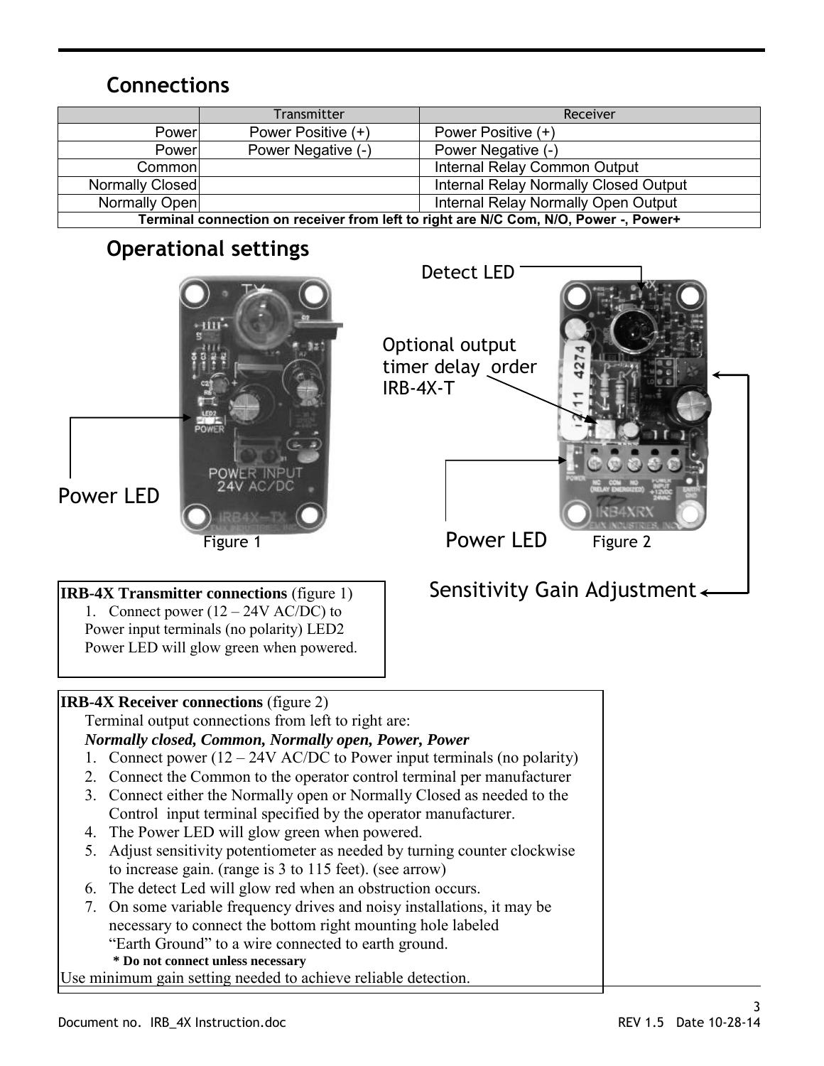## Connections

| | Transmitter | Receiver |
|---|---|---|
| Power | Power Positive (+) | Power Positive (+) |
| Power | Power Negative (-) | Power Negative (-) |
| Common | | Internal Relay Common Output |
| Normally Closed | | Internal Relay Normally Closed Output |
| Normally Open | | Internal Relay Normally Open Output |
| **Terminal connection on receiver from left to right are N/C Com, N/O, Power -, Power+** | | |

## Operational settings

Detect LED

Optional output timer delay order IRB-4X-T

Power LED

Figure 1

Power LED

Figure 2

Sensitivity Gain Adjustment

**IRB-4X Transmitter connections** (figure 1)

1. Connect power (12 – 24V AC/DC) to Power input terminals (no polarity) LED2 Power LED will glow green when powered.

**IRB-4X Receiver connections** (figure 2)

Terminal output connections from left to right are:

***Normally closed, Common, Normally open, Power, Power***

1. Connect power (12 – 24V AC/DC to Power input terminals (no polarity)
2. Connect the Common to the operator control terminal per manufacturer
3. Connect either the Normally open or Normally Closed as needed to the Control input terminal specified by the operator manufacturer.
4. The Power LED will glow green when powered.
5. Adjust sensitivity potentiometer as needed by turning counter clockwise to increase gain. (range is 3 to 115 feet). (see arrow)
6. The detect Led will glow red when an obstruction occurs.
7. On some variable frequency drives and noisy installations, it may be necessary to connect the bottom right mounting hole labeled "Earth Ground" to a wire connected to earth ground.
   **\* Do not connect unless necessary**

Use minimum gain setting needed to achieve reliable detection.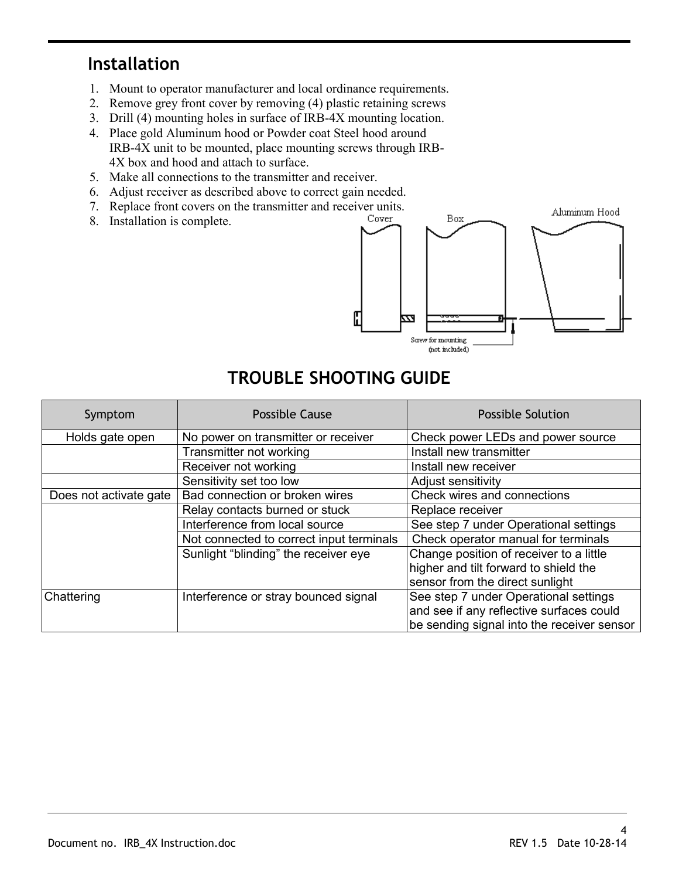## Installation

1. Mount to operator manufacturer and local ordinance requirements.
2. Remove grey front cover by removing (4) plastic retaining screws
3. Drill (4) mounting holes in surface of IRB-4X mounting location.
4. Place gold Aluminum hood or Powder coat Steel hood around IRB-4X unit to be mounted, place mounting screws through IRB-4X box and hood and attach to surface.
5. Make all connections to the transmitter and receiver.
6. Adjust receiver as described above to correct gain needed.
7. Replace front covers on the transmitter and receiver units.
8. Installation is complete.

Cover Box Aluminum Hood

Screw for mounting (not included)

## TROUBLE SHOOTING GUIDE

| Symptom | Possible Cause | Possible Solution |
|---|---|---|
| Holds gate open | No power on transmitter or receiver | Check power LEDs and power source |
| | Transmitter not working | Install new transmitter |
| | Receiver not working | Install new receiver |
| | Sensitivity set too low | Adjust sensitivity |
| Does not activate gate | Bad connection or broken wires | Check wires and connections |
| | Relay contacts burned or stuck | Replace receiver |
| | Interference from local source | See step 7 under Operational settings |
| | Not connected to correct input terminals | Check operator manual for terminals |
| | Sunlight “blinding” the receiver eye | Change position of receiver to a little higher and tilt forward to shield the sensor from the direct sunlight |
| Chattering | Interference or stray bounced signal | See step 7 under Operational settings and see if any reflective surfaces could be sending signal into the receiver sensor |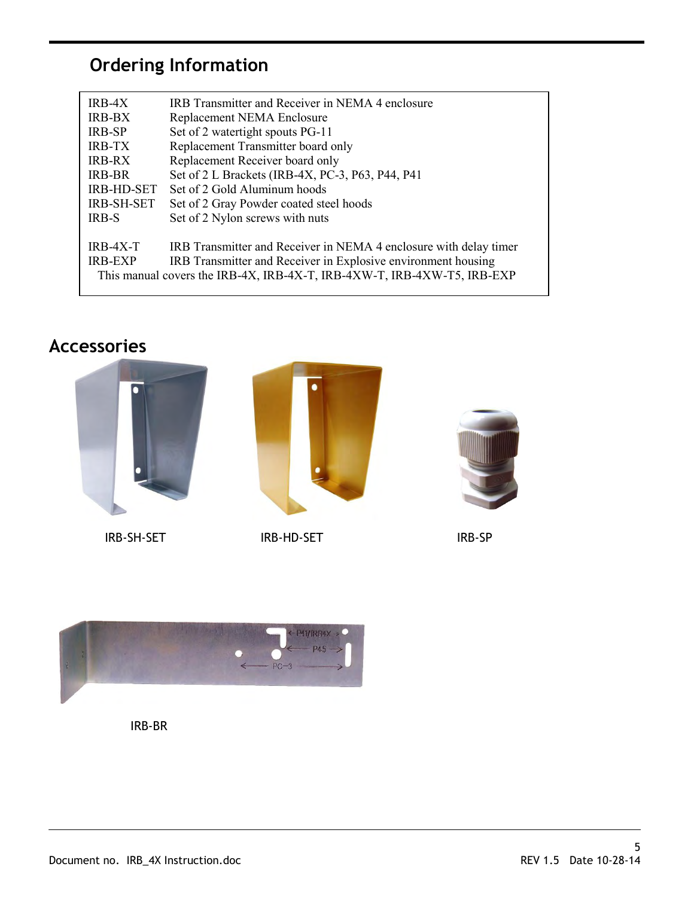## Ordering Information

| | |
|---|---|
| IRB-4X | IRB Transmitter and Receiver in NEMA 4 enclosure |
| IRB-BX | Replacement NEMA Enclosure |
| IRB-SP | Set of 2 watertight spouts PG-11 |
| IRB-TX | Replacement Transmitter board only |
| IRB-RX | Replacement Receiver board only |
| IRB-BR | Set of 2 L Brackets (IRB-4X, PC-3, P63, P44, P41 |
| IRB-HD-SET | Set of 2 Gold Aluminum hoods |
| IRB-SH-SET | Set of 2 Gray Powder coated steel hoods |
| IRB-S | Set of 2 Nylon screws with nuts |
| IRB-4X-T | IRB Transmitter and Receiver in NEMA 4 enclosure with delay timer |
| IRB-EXP | IRB Transmitter and Receiver in Explosive environment housing |

This manual covers the IRB-4X, IRB-4X-T, IRB-4XW-T, IRB-4XW-T5, IRB-EXP

## Accessories

IRB-SH-SET

IRB-HD-SET

IRB-SP

IRB-BR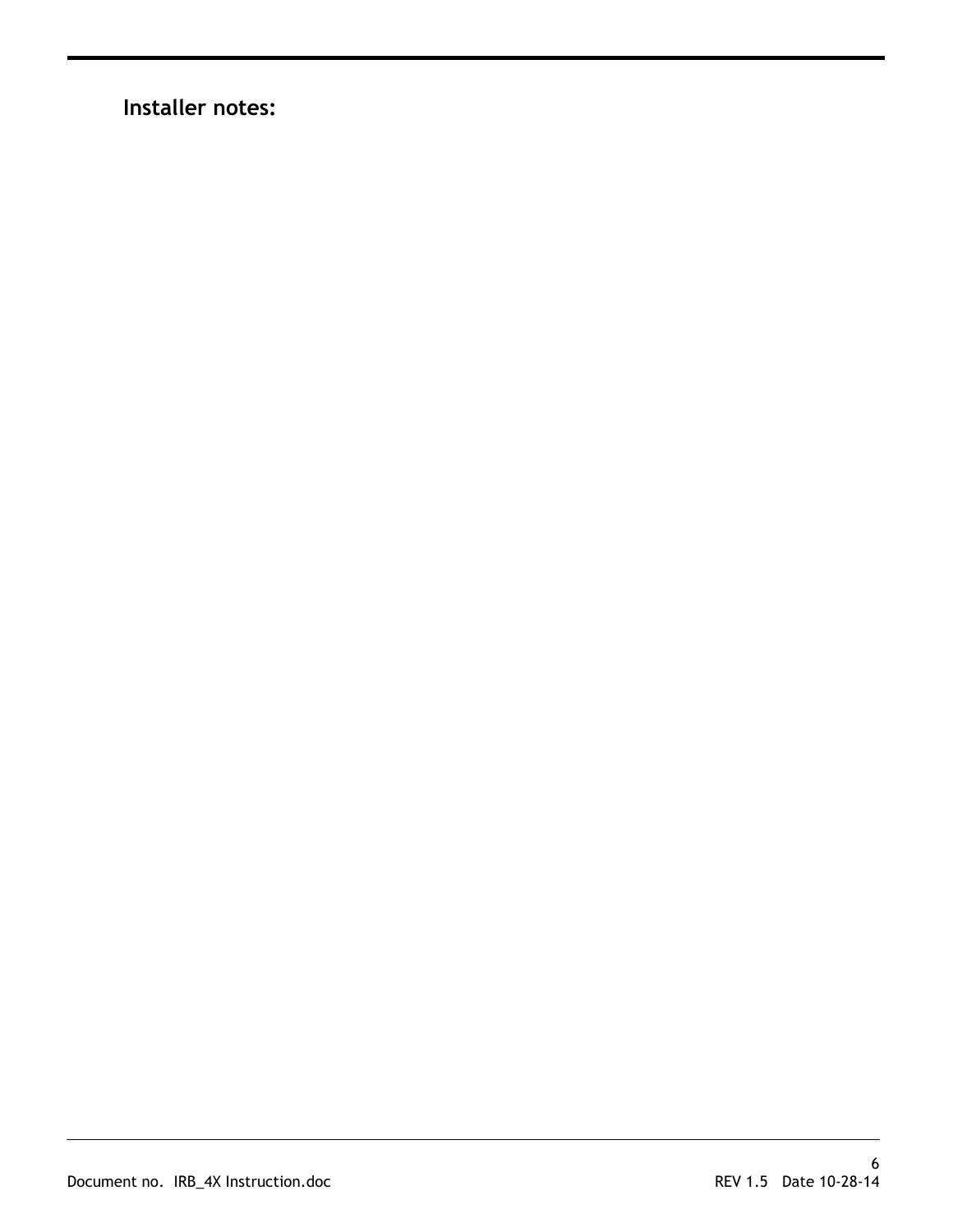## Installer notes: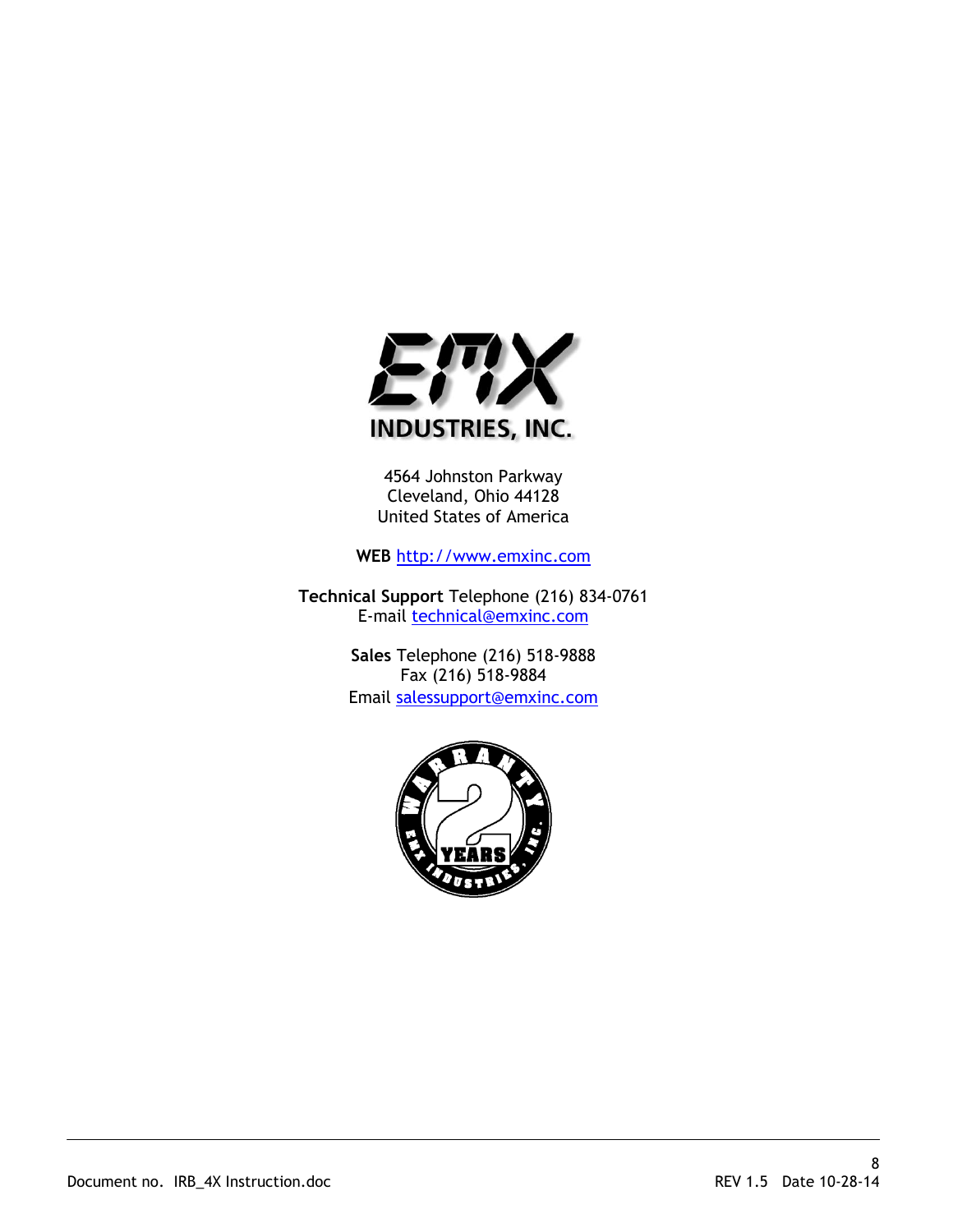EMX

INDUSTRIES, INC.

4564 Johnston Parkway
Cleveland, Ohio 44128
United States of America

**WEB** http://www.emxinc.com

**Technical Support** Telephone (216) 834-0761
E-mail technical@emxinc.com

**Sales** Telephone (216) 518-9888
Fax (216) 518-9884
Email salessupport@emxinc.com

WARRANTY 2 YEARS EMX INDUSTRIES, INC.

Document no. IRB_4X Instruction.doc

REV 1.5 Date 10-28-14